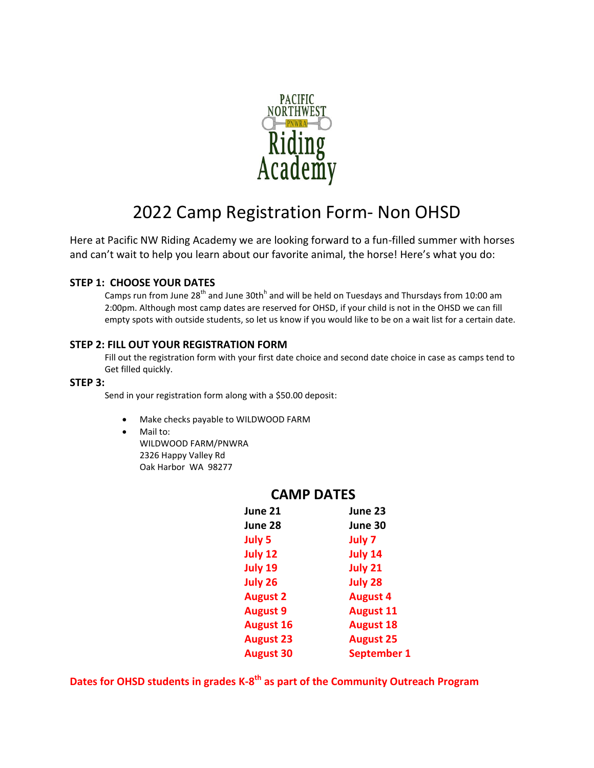PACIFIC NORTHWEST

PNWRA

Riding Academy

# 2022 Camp Registration Form- Non OHSD

Here at Pacific NW Riding Academy we are looking forward to a fun-filled summer with horses and can't wait to help you learn about our favorite animal, the horse! Here's what you do:

### STEP 1: CHOOSE YOUR DATES

Camps run from June 28th and June 30thh and will be held on Tuesdays and Thursdays from 10:00 am 2:00pm. Although most camp dates are reserved for OHSD, if your child is not in the OHSD we can fill empty spots with outside students, so let us know if you would like to be on a wait list for a certain date.

### STEP 2: FILL OUT YOUR REGISTRATION FORM

Fill out the registration form with your first date choice and second date choice in case as camps tend to Get filled quickly.

### STEP 3:

Send in your registration form along with a $50.00 deposit:

- Make checks payable to WILDWOOD FARM
- Mail to:
  WILDWOOD FARM/PNWRA
  2326 Happy Valley Rd
  Oak Harbor WA 98277

## CAMP DATES

| | |
|---|---|
| **June 21** | **June 23** |
| **June 28** | **June 30** |
| **July 5** | **July 7** |
| **July 12** | **July 14** |
| **July 19** | **July 21** |
| **July 26** | **July 28** |
| **August 2** | **August 4** |
| **August 9** | **August 11** |
| **August 16** | **August 18** |
| **August 23** | **August 25** |
| **August 30** | **September 1** |

**Dates for OHSD students in grades K-8th as part of the Community Outreach Program**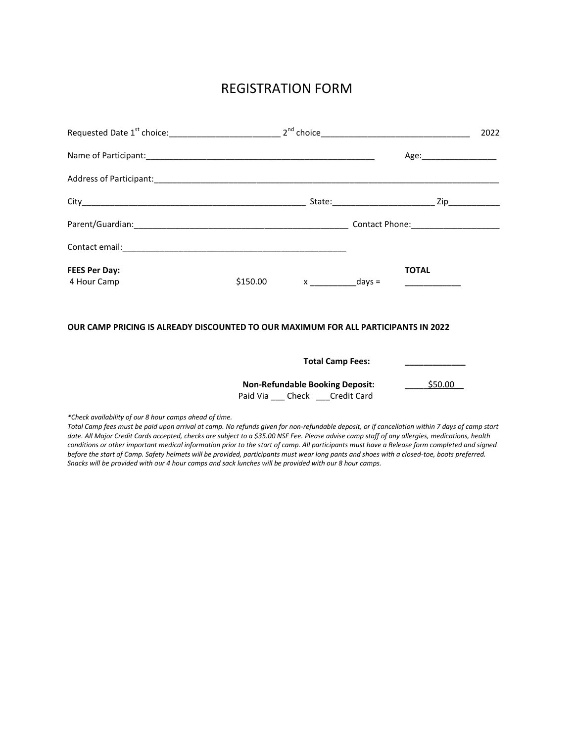# REGISTRATION FORM

Requested Date 1st choice:________________________ 2nd choice_________________________________ 2022

Name of Participant:___________________________________________________ Age:________________

Address of Participant:_____________________________________________________________________________

City_________________________________________________ State:______________________ Zip___________

Parent/Guardian:_______________________________________________ Contact Phone:___________________

Contact email:__________________________________________________

**FEES Per Day:** **TOTAL**

4 Hour Camp $150.00 x __________days = ____________

**OUR CAMP PRICING IS ALREADY DISCOUNTED TO OUR MAXIMUM FOR ALL PARTICIPANTS IN 2022**

**Total Camp Fees:** _____________

**Non-Refundable Booking Deposit:** _____$50.00__

Paid Via ___ Check ___Credit Card

*\*Check availability of our 8 hour camps ahead of time.*

*Total Camp fees must be paid upon arrival at camp. No refunds given for non-refundable deposit, or if cancellation within 7 days of camp start date. All Major Credit Cards accepted, checks are subject to a $35.00 NSF Fee. Please advise camp staff of any allergies, medications, health conditions or other important medical information prior to the start of camp. All participants must have a Release form completed and signed before the start of Camp. Safety helmets will be provided, participants must wear long pants and shoes with a closed-toe, boots preferred. Snacks will be provided with our 4 hour camps and sack lunches will be provided with our 8 hour camps.*